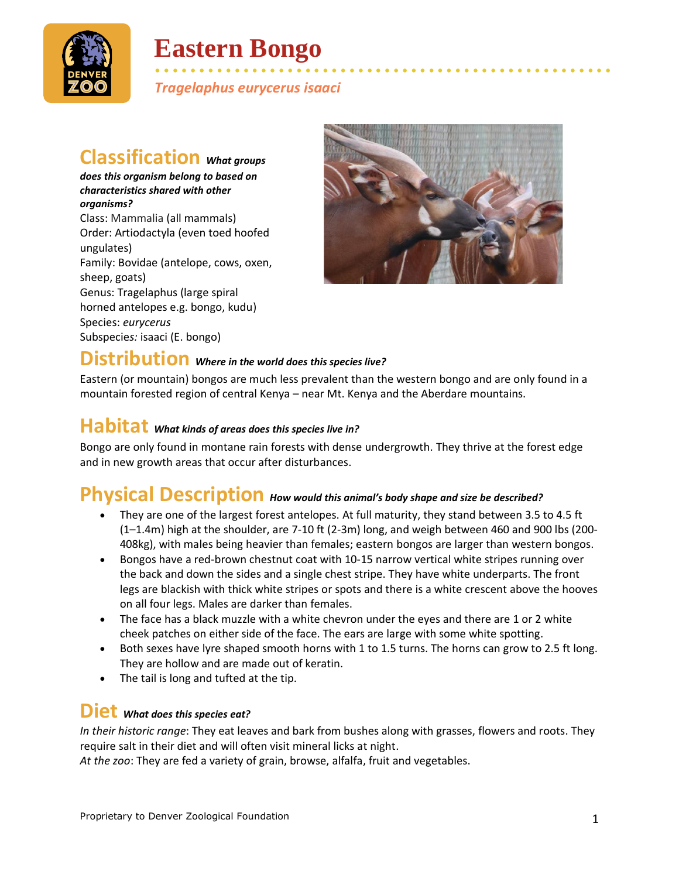# Eastern Bongo

*Tragelaphus eurycerus isaaci*

## Classification *What groups does this organism belong to based on characteristics shared with other organisms?*

Class: Mammalia (all mammals)
Order: Artiodactyla (even toed hoofed ungulates)
Family: Bovidae (antelope, cows, oxen, sheep, goats)
Genus: Tragelaphus (large spiral horned antelopes e.g. bongo, kudu)
Species: *eurycerus*
Subspecies*:* isaaci (E. bongo)

## Distribution *Where in the world does this species live?*

Eastern (or mountain) bongos are much less prevalent than the western bongo and are only found in a mountain forested region of central Kenya – near Mt. Kenya and the Aberdare mountains.

## Habitat *What kinds of areas does this species live in?*

Bongo are only found in montane rain forests with dense undergrowth. They thrive at the forest edge and in new growth areas that occur after disturbances.

## Physical Description *How would this animal's body shape and size be described?*

- They are one of the largest forest antelopes. At full maturity, they stand between 3.5 to 4.5 ft (1–1.4m) high at the shoulder, are 7-10 ft (2-3m) long, and weigh between 460 and 900 lbs (200-408kg), with males being heavier than females; eastern bongos are larger than western bongos.
- Bongos have a red-brown chestnut coat with 10-15 narrow vertical white stripes running over the back and down the sides and a single chest stripe. They have white underparts. The front legs are blackish with thick white stripes or spots and there is a white crescent above the hooves on all four legs. Males are darker than females.
- The face has a black muzzle with a white chevron under the eyes and there are 1 or 2 white cheek patches on either side of the face. The ears are large with some white spotting.
- Both sexes have lyre shaped smooth horns with 1 to 1.5 turns. The horns can grow to 2.5 ft long. They are hollow and are made out of keratin.
- The tail is long and tufted at the tip.

## Diet *What does this species eat?*

*In their historic range*: They eat leaves and bark from bushes along with grasses, flowers and roots. They require salt in their diet and will often visit mineral licks at night.
*At the zoo*: They are fed a variety of grain, browse, alfalfa, fruit and vegetables.

Proprietary to Denver Zoological Foundation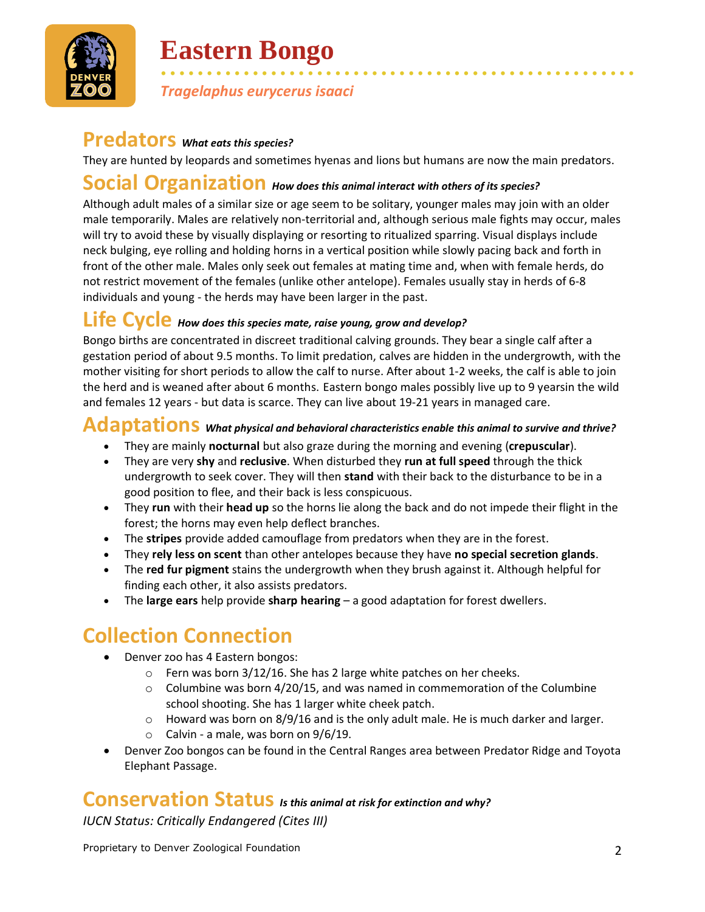# Eastern Bongo

*Tragelaphus eurycerus isaaci*

## Predators *What eats this species?*

They are hunted by leopards and sometimes hyenas and lions but humans are now the main predators.

## Social Organization *How does this animal interact with others of its species?*

Although adult males of a similar size or age seem to be solitary, younger males may join with an older male temporarily. Males are relatively non-territorial and, although serious male fights may occur, males will try to avoid these by visually displaying or resorting to ritualized sparring. Visual displays include neck bulging, eye rolling and holding horns in a vertical position while slowly pacing back and forth in front of the other male. Males only seek out females at mating time and, when with female herds, do not restrict movement of the females (unlike other antelope). Females usually stay in herds of 6-8 individuals and young - the herds may have been larger in the past.

## Life Cycle *How does this species mate, raise young, grow and develop?*

Bongo births are concentrated in discreet traditional calving grounds. They bear a single calf after a gestation period of about 9.5 months. To limit predation, calves are hidden in the undergrowth, with the mother visiting for short periods to allow the calf to nurse. After about 1-2 weeks, the calf is able to join the herd and is weaned after about 6 months. Eastern bongo males possibly live up to 9 yearsin the wild and females 12 years - but data is scarce. They can live about 19-21 years in managed care.

## Adaptations *What physical and behavioral characteristics enable this animal to survive and thrive?*

- They are mainly **nocturnal** but also graze during the morning and evening (**crepuscular**).
- They are very **shy** and **reclusive**. When disturbed they **run at full speed** through the thick undergrowth to seek cover. They will then **stand** with their back to the disturbance to be in a good position to flee, and their back is less conspicuous.
- They **run** with their **head up** so the horns lie along the back and do not impede their flight in the forest; the horns may even help deflect branches.
- The **stripes** provide added camouflage from predators when they are in the forest.
- They **rely less on scent** than other antelopes because they have **no special secretion glands**.
- The **red fur pigment** stains the undergrowth when they brush against it. Although helpful for finding each other, it also assists predators.
- The **large ears** help provide **sharp hearing** – a good adaptation for forest dwellers.

## Collection Connection

- Denver zoo has 4 Eastern bongos:
  - Fern was born 3/12/16. She has 2 large white patches on her cheeks.
  - Columbine was born 4/20/15, and was named in commemoration of the Columbine school shooting. She has 1 larger white cheek patch.
  - Howard was born on 8/9/16 and is the only adult male. He is much darker and larger.
  - Calvin - a male, was born on 9/6/19.
- Denver Zoo bongos can be found in the Central Ranges area between Predator Ridge and Toyota Elephant Passage.

## Conservation Status *Is this animal at risk for extinction and why?*

*IUCN Status: Critically Endangered (Cites III)*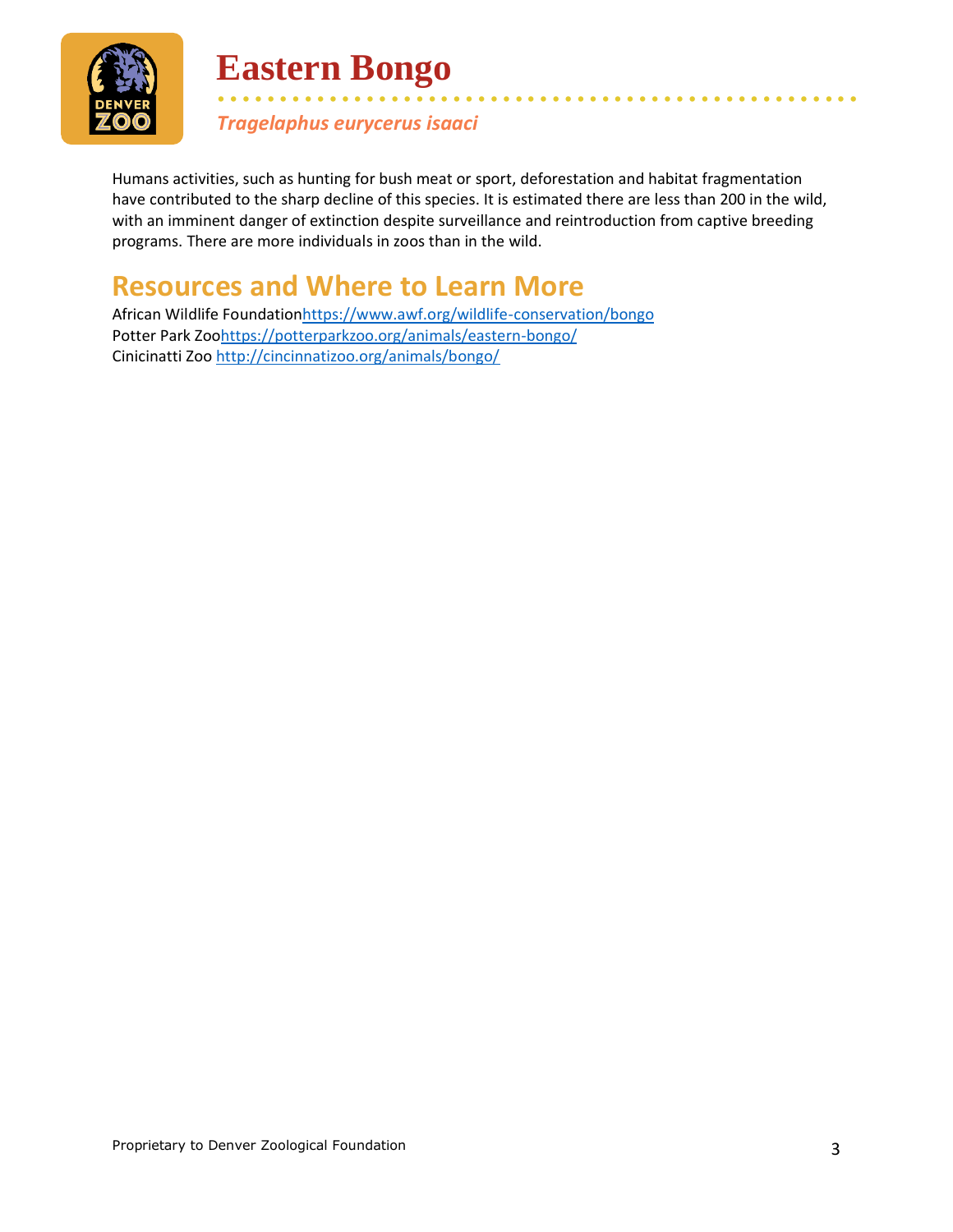# Eastern Bongo

*Tragelaphus eurycerus isaaci*

Humans activities, such as hunting for bush meat or sport, deforestation and habitat fragmentation have contributed to the sharp decline of this species. It is estimated there are less than 200 in the wild, with an imminent danger of extinction despite surveillance and reintroduction from captive breeding programs. There are more individuals in zoos than in the wild.

## Resources and Where to Learn More

African Wildlife Foundationhttps://www.awf.org/wildlife-conservation/bongo
Potter Park Zoohttps://potterparkzoo.org/animals/eastern-bongo/
Cinicinatti Zoo http://cincinnatizoo.org/animals/bongo/

Proprietary to Denver Zoological Foundation